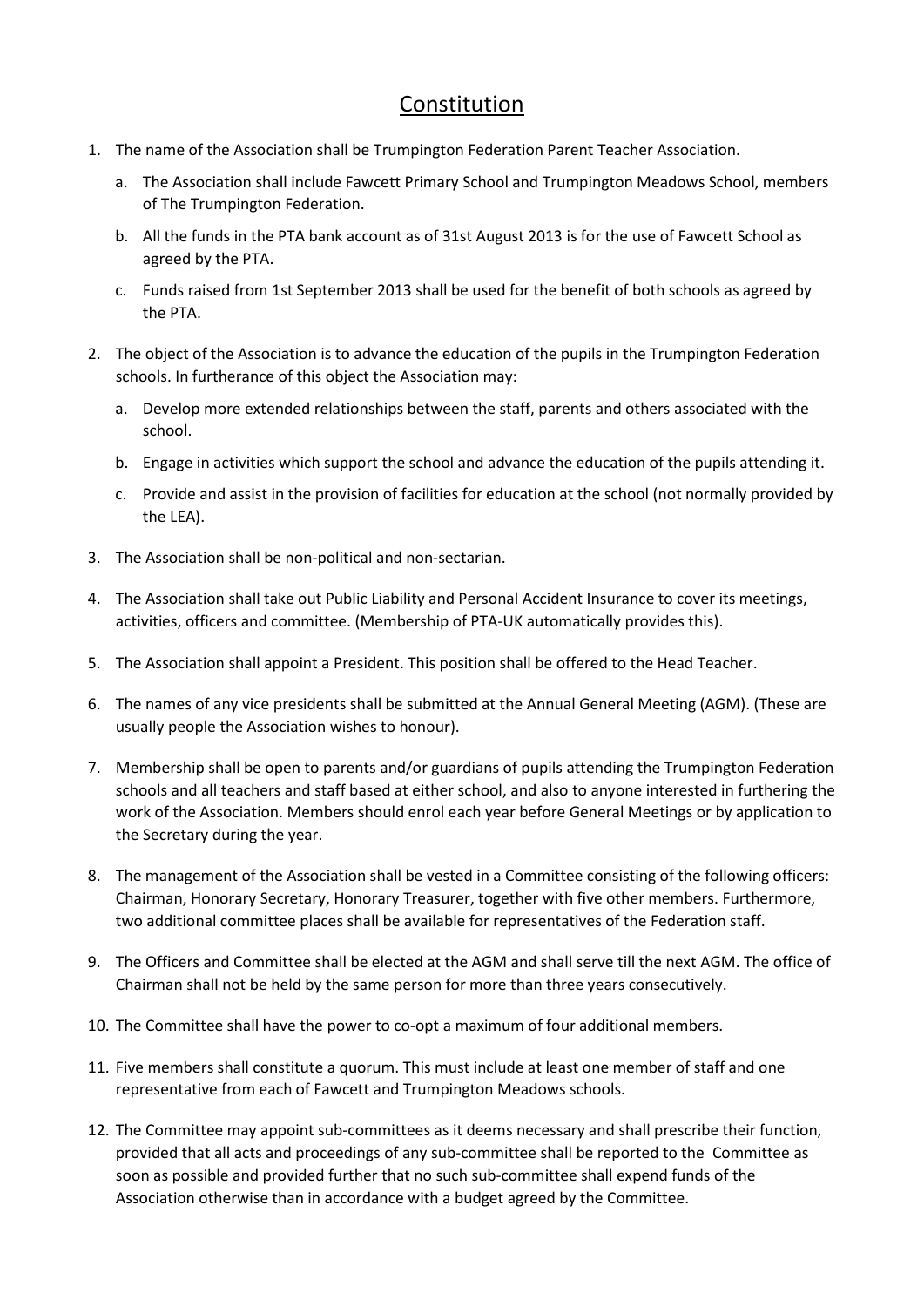# Constitution

1. The name of the Association shall be Trumpington Federation Parent Teacher Association.
   a. The Association shall include Fawcett Primary School and Trumpington Meadows School, members of The Trumpington Federation.
   b. All the funds in the PTA bank account as of 31st August 2013 is for the use of Fawcett School as agreed by the PTA.
   c. Funds raised from 1st September 2013 shall be used for the benefit of both schools as agreed by the PTA.
2. The object of the Association is to advance the education of the pupils in the Trumpington Federation schools. In furtherance of this object the Association may:
   a. Develop more extended relationships between the staff, parents and others associated with the school.
   b. Engage in activities which support the school and advance the education of the pupils attending it.
   c. Provide and assist in the provision of facilities for education at the school (not normally provided by the LEA).
3. The Association shall be non-political and non-sectarian.
4. The Association shall take out Public Liability and Personal Accident Insurance to cover its meetings, activities, officers and committee. (Membership of PTA-UK automatically provides this).
5. The Association shall appoint a President. This position shall be offered to the Head Teacher.
6. The names of any vice presidents shall be submitted at the Annual General Meeting (AGM). (These are usually people the Association wishes to honour).
7. Membership shall be open to parents and/or guardians of pupils attending the Trumpington Federation schools and all teachers and staff based at either school, and also to anyone interested in furthering the work of the Association. Members should enrol each year before General Meetings or by application to the Secretary during the year.
8. The management of the Association shall be vested in a Committee consisting of the following officers: Chairman, Honorary Secretary, Honorary Treasurer, together with five other members. Furthermore, two additional committee places shall be available for representatives of the Federation staff.
9. The Officers and Committee shall be elected at the AGM and shall serve till the next AGM. The office of Chairman shall not be held by the same person for more than three years consecutively.
10. The Committee shall have the power to co-opt a maximum of four additional members.
11. Five members shall constitute a quorum. This must include at least one member of staff and one representative from each of Fawcett and Trumpington Meadows schools.
12. The Committee may appoint sub-committees as it deems necessary and shall prescribe their function, provided that all acts and proceedings of any sub-committee shall be reported to the Committee as soon as possible and provided further that no such sub-committee shall expend funds of the Association otherwise than in accordance with a budget agreed by the Committee.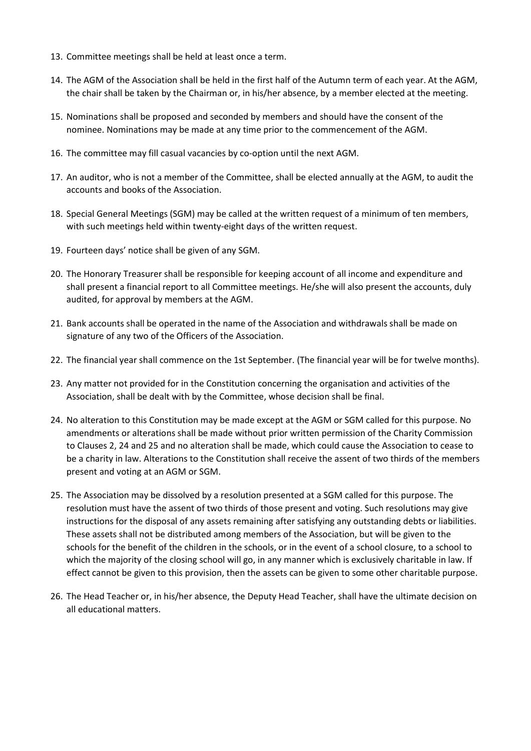13. Committee meetings shall be held at least once a term.

14. The AGM of the Association shall be held in the first half of the Autumn term of each year. At the AGM, the chair shall be taken by the Chairman or, in his/her absence, by a member elected at the meeting.

15. Nominations shall be proposed and seconded by members and should have the consent of the nominee. Nominations may be made at any time prior to the commencement of the AGM.

16. The committee may fill casual vacancies by co-option until the next AGM.

17. An auditor, who is not a member of the Committee, shall be elected annually at the AGM, to audit the accounts and books of the Association.

18. Special General Meetings (SGM) may be called at the written request of a minimum of ten members, with such meetings held within twenty-eight days of the written request.

19. Fourteen days' notice shall be given of any SGM.

20. The Honorary Treasurer shall be responsible for keeping account of all income and expenditure and shall present a financial report to all Committee meetings. He/she will also present the accounts, duly audited, for approval by members at the AGM.

21. Bank accounts shall be operated in the name of the Association and withdrawals shall be made on signature of any two of the Officers of the Association.

22. The financial year shall commence on the 1st September. (The financial year will be for twelve months).

23. Any matter not provided for in the Constitution concerning the organisation and activities of the Association, shall be dealt with by the Committee, whose decision shall be final.

24. No alteration to this Constitution may be made except at the AGM or SGM called for this purpose. No amendments or alterations shall be made without prior written permission of the Charity Commission to Clauses 2, 24 and 25 and no alteration shall be made, which could cause the Association to cease to be a charity in law. Alterations to the Constitution shall receive the assent of two thirds of the members present and voting at an AGM or SGM.

25. The Association may be dissolved by a resolution presented at a SGM called for this purpose. The resolution must have the assent of two thirds of those present and voting. Such resolutions may give instructions for the disposal of any assets remaining after satisfying any outstanding debts or liabilities. These assets shall not be distributed among members of the Association, but will be given to the schools for the benefit of the children in the schools, or in the event of a school closure, to a school to which the majority of the closing school will go, in any manner which is exclusively charitable in law. If effect cannot be given to this provision, then the assets can be given to some other charitable purpose.

26. The Head Teacher or, in his/her absence, the Deputy Head Teacher, shall have the ultimate decision on all educational matters.